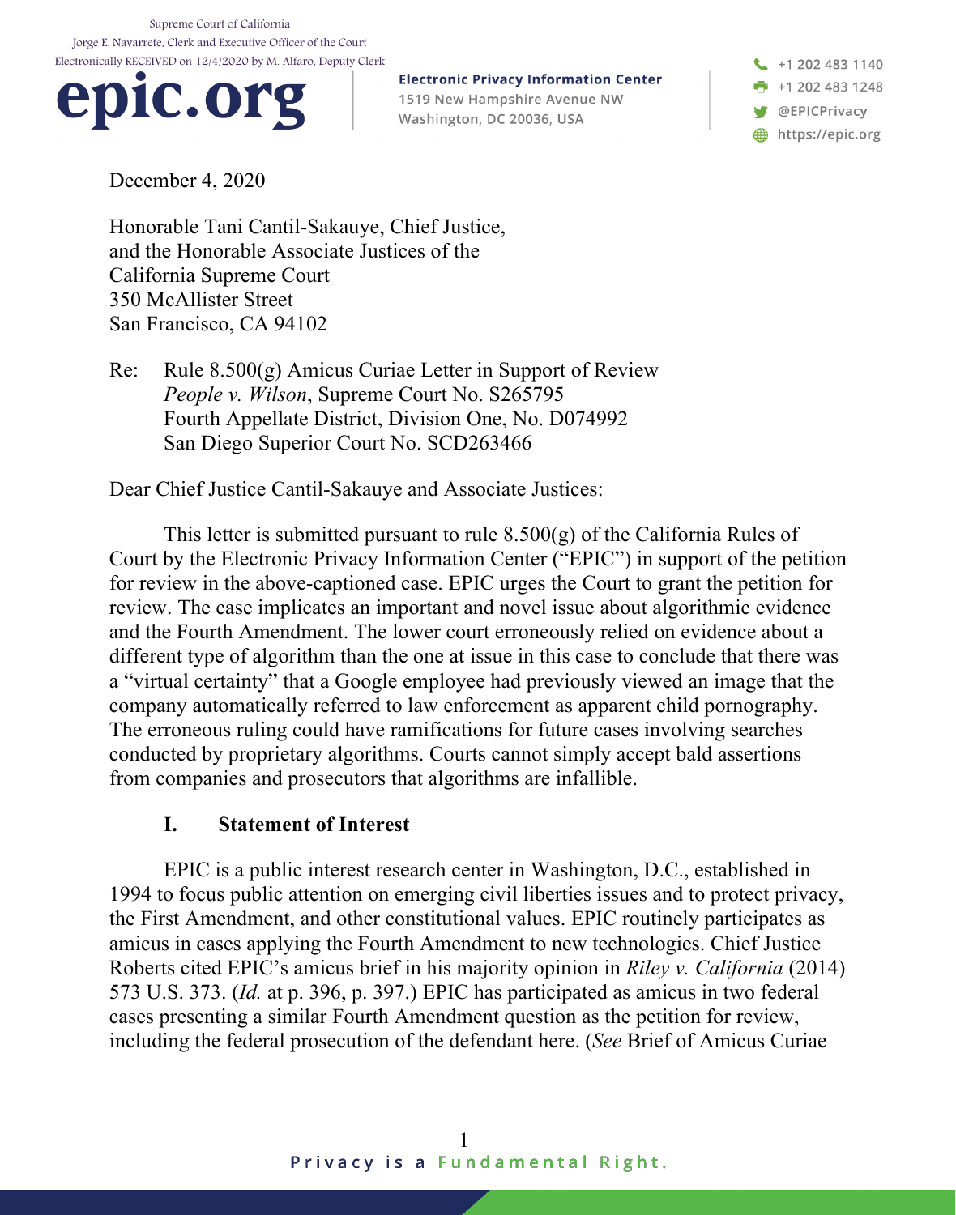Supreme Court of California
Jorge E. Navarrete, Clerk and Executive Officer of the Court
Electronically RECEIVED on 12/4/2020 by M. Alfaro, Deputy Clerk

**epic.org**

**Electronic Privacy Information Center**
1519 New Hampshire Avenue NW
Washington, DC 20036, USA

+1 202 483 1140
+1 202 483 1248
@EPICPrivacy
https://epic.org

December 4, 2020

Honorable Tani Cantil-Sakauye, Chief Justice,
and the Honorable Associate Justices of the
California Supreme Court
350 McAllister Street
San Francisco, CA 94102

Re: Rule 8.500(g) Amicus Curiae Letter in Support of Review
*People v. Wilson*, Supreme Court No. S265795
Fourth Appellate District, Division One, No. D074992
San Diego Superior Court No. SCD263466

Dear Chief Justice Cantil-Sakauye and Associate Justices:

This letter is submitted pursuant to rule 8.500(g) of the California Rules of Court by the Electronic Privacy Information Center ("EPIC") in support of the petition for review in the above-captioned case. EPIC urges the Court to grant the petition for review. The case implicates an important and novel issue about algorithmic evidence and the Fourth Amendment. The lower court erroneously relied on evidence about a different type of algorithm than the one at issue in this case to conclude that there was a "virtual certainty" that a Google employee had previously viewed an image that the company automatically referred to law enforcement as apparent child pornography. The erroneous ruling could have ramifications for future cases involving searches conducted by proprietary algorithms. Courts cannot simply accept bald assertions from companies and prosecutors that algorithms are infallible.

## I. Statement of Interest

EPIC is a public interest research center in Washington, D.C., established in 1994 to focus public attention on emerging civil liberties issues and to protect privacy, the First Amendment, and other constitutional values. EPIC routinely participates as amicus in cases applying the Fourth Amendment to new technologies. Chief Justice Roberts cited EPIC's amicus brief in his majority opinion in *Riley v. California* (2014) 573 U.S. 373. (*Id.* at p. 396, p. 397.) EPIC has participated as amicus in two federal cases presenting a similar Fourth Amendment question as the petition for review, including the federal prosecution of the defendant here. (*See* Brief of Amicus Curiae

Privacy is a Fundamental Right.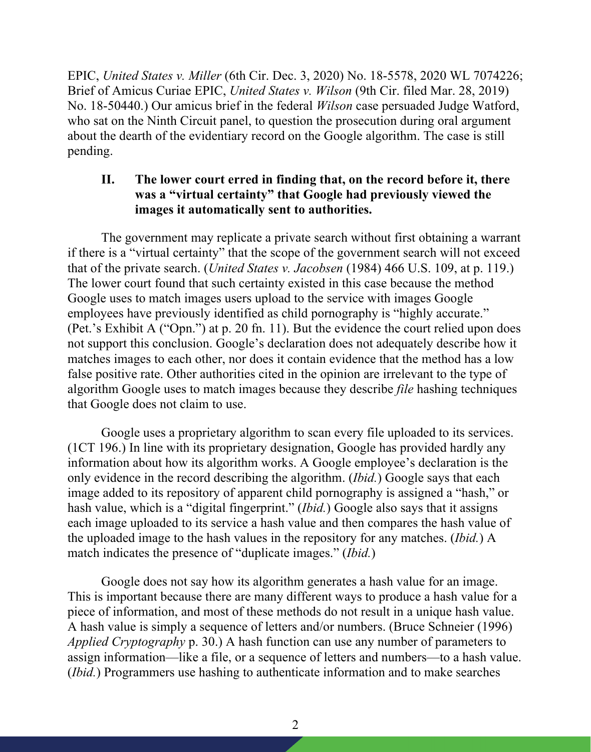EPIC, *United States v. Miller* (6th Cir. Dec. 3, 2020) No. 18-5578, 2020 WL 7074226; Brief of Amicus Curiae EPIC, *United States v. Wilson* (9th Cir. filed Mar. 28, 2019) No. 18-50440.) Our amicus brief in the federal *Wilson* case persuaded Judge Watford, who sat on the Ninth Circuit panel, to question the prosecution during oral argument about the dearth of the evidentiary record on the Google algorithm. The case is still pending.

## II. The lower court erred in finding that, on the record before it, there was a "virtual certainty" that Google had previously viewed the images it automatically sent to authorities.

The government may replicate a private search without first obtaining a warrant if there is a "virtual certainty" that the scope of the government search will not exceed that of the private search. (*United States v. Jacobsen* (1984) 466 U.S. 109, at p. 119.) The lower court found that such certainty existed in this case because the method Google uses to match images users upload to the service with images Google employees have previously identified as child pornography is "highly accurate." (Pet.'s Exhibit A ("Opn.") at p. 20 fn. 11). But the evidence the court relied upon does not support this conclusion. Google's declaration does not adequately describe how it matches images to each other, nor does it contain evidence that the method has a low false positive rate. Other authorities cited in the opinion are irrelevant to the type of algorithm Google uses to match images because they describe *file* hashing techniques that Google does not claim to use.

Google uses a proprietary algorithm to scan every file uploaded to its services. (1CT 196.) In line with its proprietary designation, Google has provided hardly any information about how its algorithm works. A Google employee's declaration is the only evidence in the record describing the algorithm. (*Ibid.*) Google says that each image added to its repository of apparent child pornography is assigned a "hash," or hash value, which is a "digital fingerprint." (*Ibid.*) Google also says that it assigns each image uploaded to its service a hash value and then compares the hash value of the uploaded image to the hash values in the repository for any matches. (*Ibid.*) A match indicates the presence of "duplicate images." (*Ibid.*)

Google does not say how its algorithm generates a hash value for an image. This is important because there are many different ways to produce a hash value for a piece of information, and most of these methods do not result in a unique hash value. A hash value is simply a sequence of letters and/or numbers. (Bruce Schneier (1996) *Applied Cryptography* p. 30.) A hash function can use any number of parameters to assign information—like a file, or a sequence of letters and numbers—to a hash value. (*Ibid.*) Programmers use hashing to authenticate information and to make searches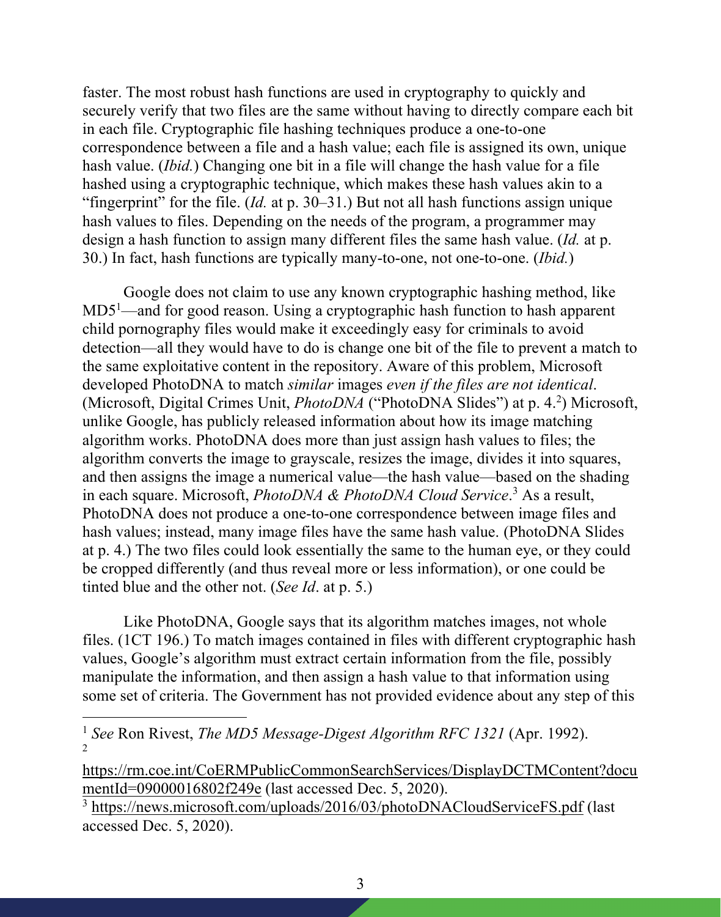faster. The most robust hash functions are used in cryptography to quickly and securely verify that two files are the same without having to directly compare each bit in each file. Cryptographic file hashing techniques produce a one-to-one correspondence between a file and a hash value; each file is assigned its own, unique hash value. (*Ibid.*) Changing one bit in a file will change the hash value for a file hashed using a cryptographic technique, which makes these hash values akin to a "fingerprint" for the file. (*Id.* at p. 30–31.) But not all hash functions assign unique hash values to files. Depending on the needs of the program, a programmer may design a hash function to assign many different files the same hash value. (*Id.* at p. 30.) In fact, hash functions are typically many-to-one, not one-to-one. (*Ibid.*)

Google does not claim to use any known cryptographic hashing method, like MD5[1]—and for good reason. Using a cryptographic hash function to hash apparent child pornography files would make it exceedingly easy for criminals to avoid detection—all they would have to do is change one bit of the file to prevent a match to the same exploitative content in the repository. Aware of this problem, Microsoft developed PhotoDNA to match *similar* images *even if the files are not identical*. (Microsoft, Digital Crimes Unit, *PhotoDNA* ("PhotoDNA Slides") at p. 4.[2]) Microsoft, unlike Google, has publicly released information about how its image matching algorithm works. PhotoDNA does more than just assign hash values to files; the algorithm converts the image to grayscale, resizes the image, divides it into squares, and then assigns the image a numerical value—the hash value—based on the shading in each square. Microsoft, *PhotoDNA & PhotoDNA Cloud Service*.[3] As a result, PhotoDNA does not produce a one-to-one correspondence between image files and hash values; instead, many image files have the same hash value. (PhotoDNA Slides at p. 4.) The two files could look essentially the same to the human eye, or they could be cropped differently (and thus reveal more or less information), or one could be tinted blue and the other not. (*See Id*. at p. 5.)

Like PhotoDNA, Google says that its algorithm matches images, not whole files. (1CT 196.) To match images contained in files with different cryptographic hash values, Google's algorithm must extract certain information from the file, possibly manipulate the information, and then assign a hash value to that information using some set of criteria. The Government has not provided evidence about any step of this

---

[1] *See* Ron Rivest, *The MD5 Message-Digest Algorithm RFC 1321* (Apr. 1992).

[2] https://rm.coe.int/CoERMPublicCommonSearchServices/DisplayDCTMContent?documentId=09000016802f249e (last accessed Dec. 5, 2020).

[3] https://news.microsoft.com/uploads/2016/03/photoDNACloudServiceFS.pdf (last accessed Dec. 5, 2020).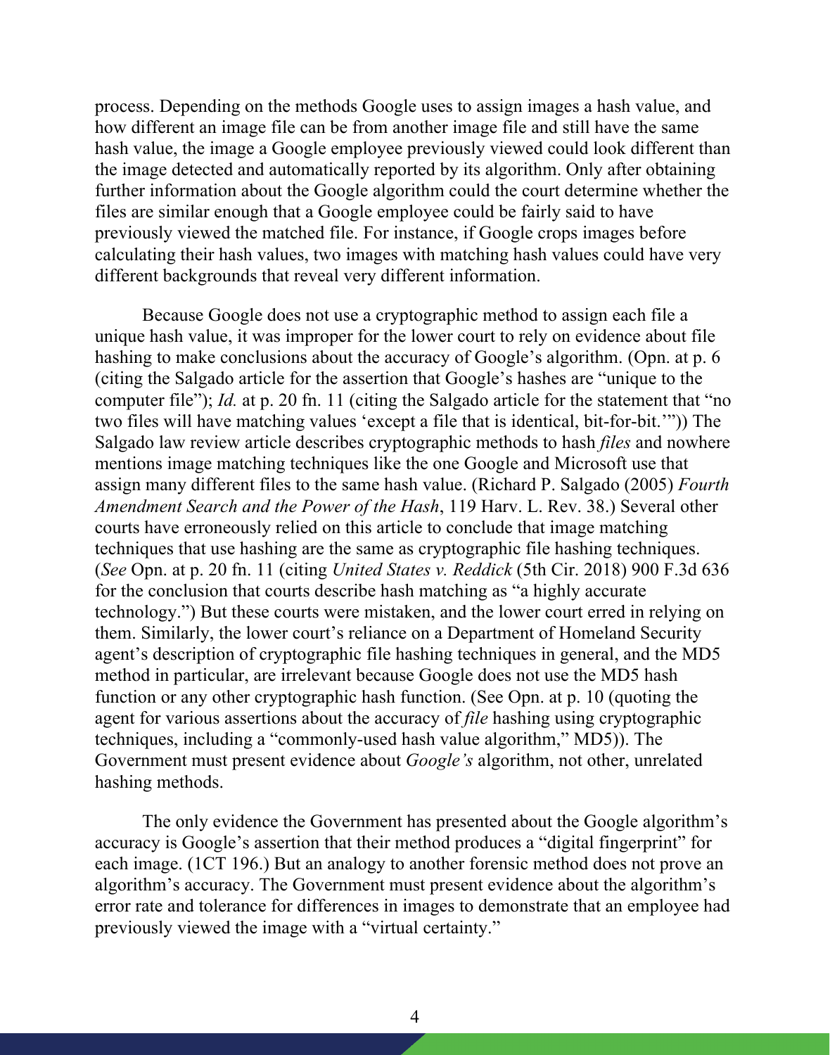process. Depending on the methods Google uses to assign images a hash value, and how different an image file can be from another image file and still have the same hash value, the image a Google employee previously viewed could look different than the image detected and automatically reported by its algorithm. Only after obtaining further information about the Google algorithm could the court determine whether the files are similar enough that a Google employee could be fairly said to have previously viewed the matched file. For instance, if Google crops images before calculating their hash values, two images with matching hash values could have very different backgrounds that reveal very different information.

Because Google does not use a cryptographic method to assign each file a unique hash value, it was improper for the lower court to rely on evidence about file hashing to make conclusions about the accuracy of Google's algorithm. (Opn. at p. 6 (citing the Salgado article for the assertion that Google's hashes are "unique to the computer file"); *Id.* at p. 20 fn. 11 (citing the Salgado article for the statement that "no two files will have matching values 'except a file that is identical, bit-for-bit.'")) The Salgado law review article describes cryptographic methods to hash *files* and nowhere mentions image matching techniques like the one Google and Microsoft use that assign many different files to the same hash value. (Richard P. Salgado (2005) *Fourth Amendment Search and the Power of the Hash*, 119 Harv. L. Rev. 38.) Several other courts have erroneously relied on this article to conclude that image matching techniques that use hashing are the same as cryptographic file hashing techniques. (*See* Opn. at p. 20 fn. 11 (citing *United States v. Reddick* (5th Cir. 2018) 900 F.3d 636 for the conclusion that courts describe hash matching as "a highly accurate technology.") But these courts were mistaken, and the lower court erred in relying on them. Similarly, the lower court's reliance on a Department of Homeland Security agent's description of cryptographic file hashing techniques in general, and the MD5 method in particular, are irrelevant because Google does not use the MD5 hash function or any other cryptographic hash function. (See Opn. at p. 10 (quoting the agent for various assertions about the accuracy of *file* hashing using cryptographic techniques, including a "commonly-used hash value algorithm," MD5)). The Government must present evidence about *Google's* algorithm, not other, unrelated hashing methods.

The only evidence the Government has presented about the Google algorithm's accuracy is Google's assertion that their method produces a "digital fingerprint" for each image. (1CT 196.) But an analogy to another forensic method does not prove an algorithm's accuracy. The Government must present evidence about the algorithm's error rate and tolerance for differences in images to demonstrate that an employee had previously viewed the image with a "virtual certainty."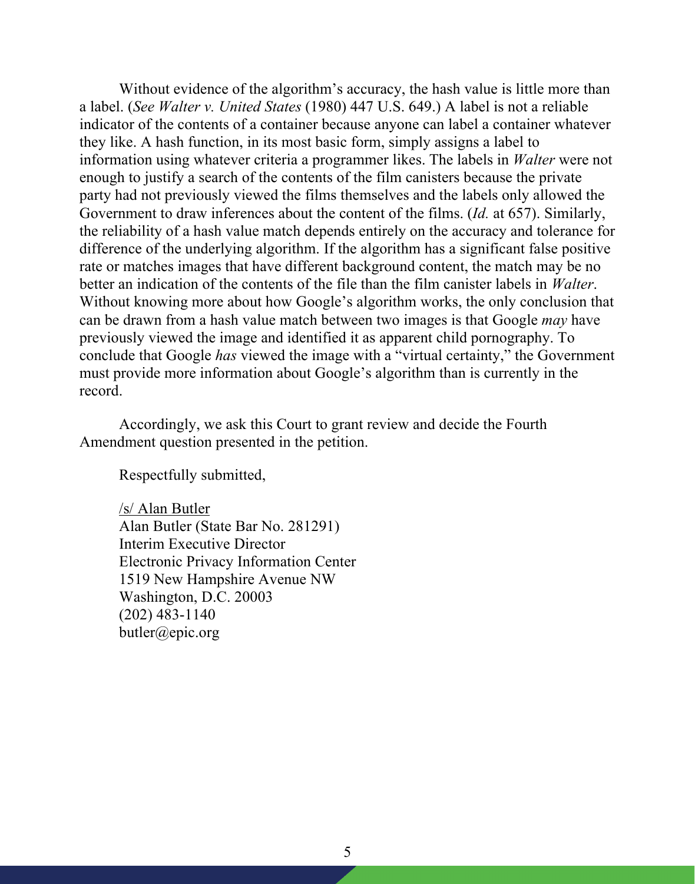Without evidence of the algorithm's accuracy, the hash value is little more than a label. (*See Walter v. United States* (1980) 447 U.S. 649.) A label is not a reliable indicator of the contents of a container because anyone can label a container whatever they like. A hash function, in its most basic form, simply assigns a label to information using whatever criteria a programmer likes. The labels in *Walter* were not enough to justify a search of the contents of the film canisters because the private party had not previously viewed the films themselves and the labels only allowed the Government to draw inferences about the content of the films. (*Id.* at 657). Similarly, the reliability of a hash value match depends entirely on the accuracy and tolerance for difference of the underlying algorithm. If the algorithm has a significant false positive rate or matches images that have different background content, the match may be no better an indication of the contents of the file than the film canister labels in *Walter*. Without knowing more about how Google's algorithm works, the only conclusion that can be drawn from a hash value match between two images is that Google *may* have previously viewed the image and identified it as apparent child pornography. To conclude that Google *has* viewed the image with a "virtual certainty," the Government must provide more information about Google's algorithm than is currently in the record.

Accordingly, we ask this Court to grant review and decide the Fourth Amendment question presented in the petition.

Respectfully submitted,

/s/ Alan Butler
Alan Butler (State Bar No. 281291)
Interim Executive Director
Electronic Privacy Information Center
1519 New Hampshire Avenue NW
Washington, D.C. 20003
(202) 483-1140
butler@epic.org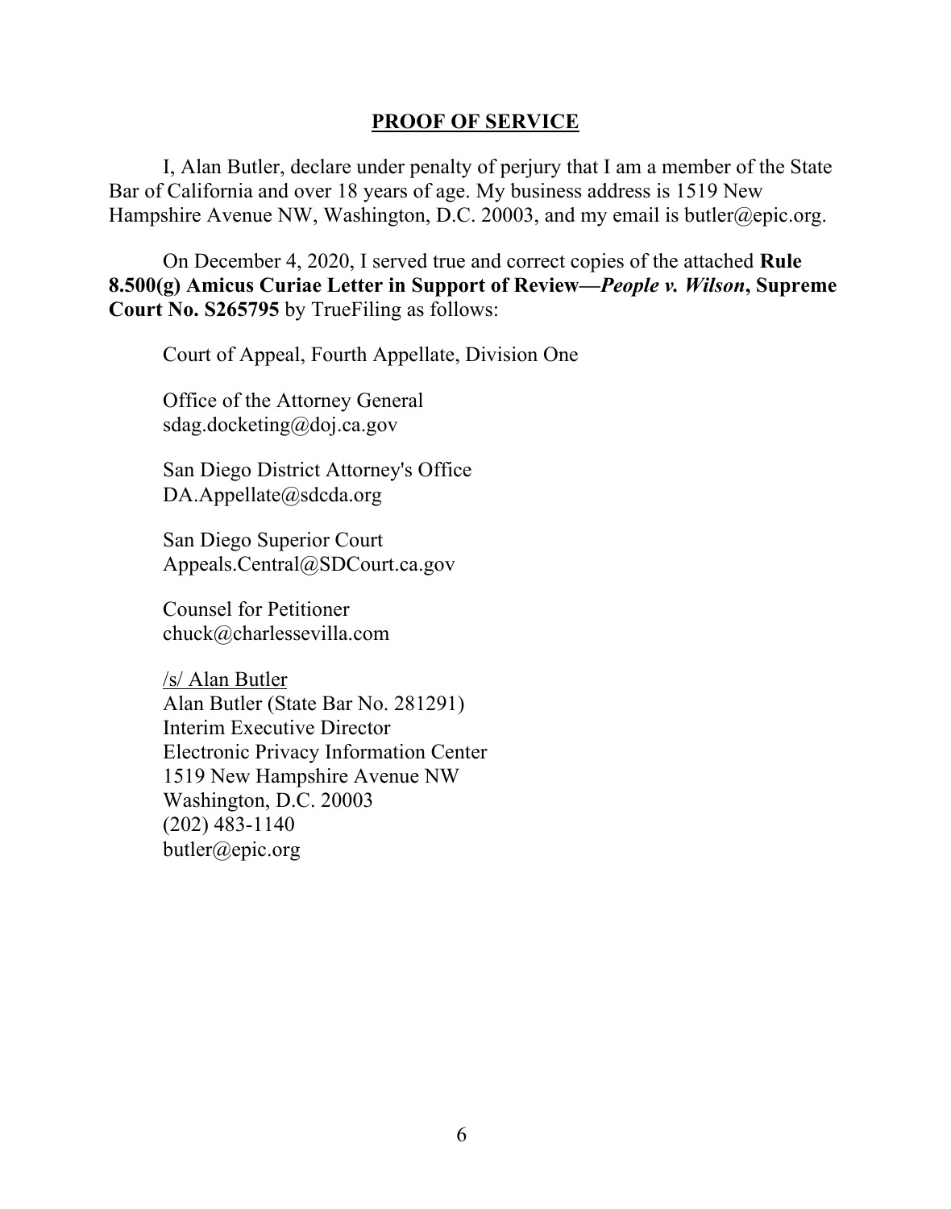# PROOF OF SERVICE

I, Alan Butler, declare under penalty of perjury that I am a member of the State Bar of California and over 18 years of age. My business address is 1519 New Hampshire Avenue NW, Washington, D.C. 20003, and my email is butler@epic.org.

On December 4, 2020, I served true and correct copies of the attached **Rule 8.500(g) Amicus Curiae Letter in Support of Review—*People v. Wilson*, Supreme Court No. S265795** by TrueFiling as follows:

Court of Appeal, Fourth Appellate, Division One

Office of the Attorney General
sdag.docketing@doj.ca.gov

San Diego District Attorney's Office
DA.Appellate@sdcda.org

San Diego Superior Court
Appeals.Central@SDCourt.ca.gov

Counsel for Petitioner
chuck@charlessevilla.com

/s/ Alan Butler
Alan Butler (State Bar No. 281291)
Interim Executive Director
Electronic Privacy Information Center
1519 New Hampshire Avenue NW
Washington, D.C. 20003
(202) 483-1140
butler@epic.org